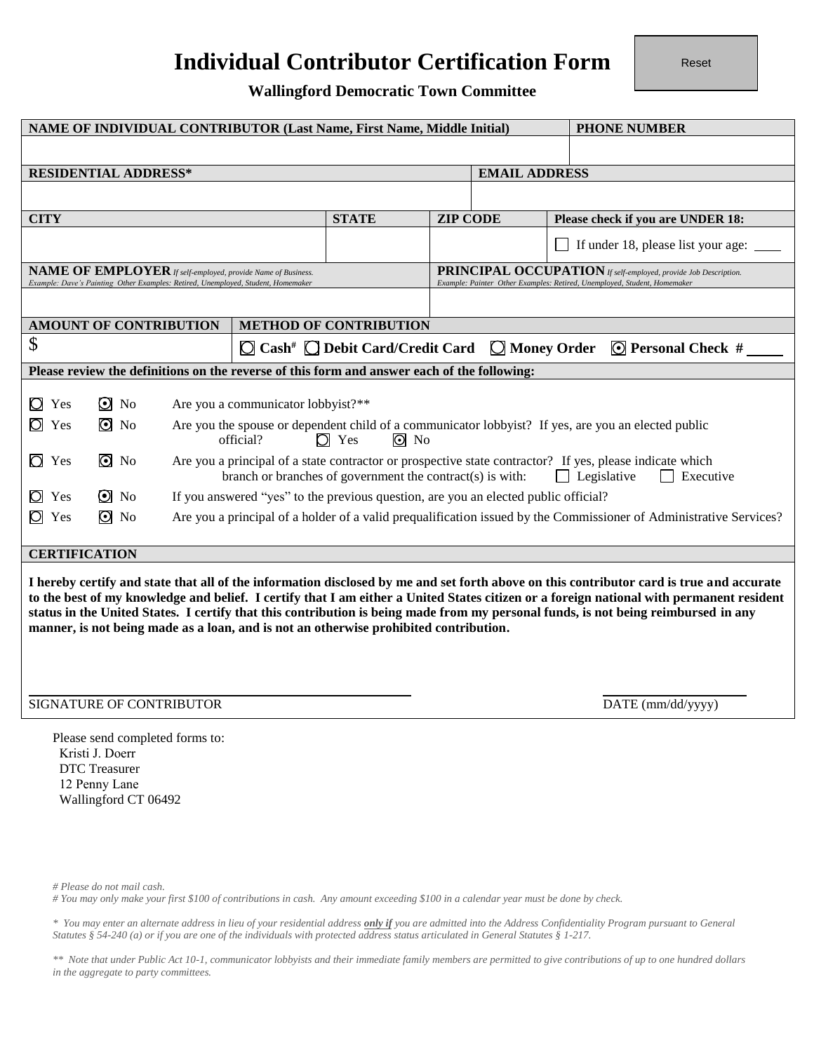# Individual Contributor Certification Form

Reset

**Wallingford Democratic Town Committee**

| NAME OF INDIVIDUAL CONTRIBUTOR (Last Name, First Name, Middle Initial) | | | PHONE NUMBER |
|---|---|---|---|
| | | | |
| **RESIDENTIAL ADDRESS*** | | **EMAIL ADDRESS** | |
| | | | |
| **CITY** | **STATE** | **ZIP CODE** | **Please check if you are UNDER 18:** |
| | | | ☐ If under 18, please list your age: ____ |

| **NAME OF EMPLOYER** *If self-employed, provide Name of Business. Example: Dave's Painting Other Examples: Retired, Unemployed, Student, Homemaker* | **PRINCIPAL OCCUPATION** *If self-employed, provide Job Description. Example: Painter Other Examples: Retired, Unemployed, Student, Homemaker* |
|---|---|
| | |

| **AMOUNT OF CONTRIBUTION** | **METHOD OF CONTRIBUTION** |
|---|---|
| $ | ○ Cash# ○ Debit Card/Credit Card ○ Money Order ⦿ Personal Check # _____ |

**Please review the definitions on the reverse of this form and answer each of the following:**

○ Yes ⦿ No Are you a communicator lobbyist?**

○ Yes ⦿ No Are you the spouse or dependent child of a communicator lobbyist? If yes, are you an elected public official? ○ Yes ⦿ No

○ Yes ⦿ No Are you a principal of a state contractor or prospective state contractor? If yes, please indicate which branch or branches of government the contract(s) is with: ☐ Legislative ☐ Executive

○ Yes ⦿ No If you answered "yes" to the previous question, are you an elected public official?

○ Yes ⦿ No Are you a principal of a holder of a valid prequalification issued by the Commissioner of Administrative Services?

**CERTIFICATION**

**I hereby certify and state that all of the information disclosed by me and set forth above on this contributor card is true and accurate to the best of my knowledge and belief. I certify that I am either a United States citizen or a foreign national with permanent resident status in the United States. I certify that this contribution is being made from my personal funds, is not being reimbursed in any manner, is not being made as a loan, and is not an otherwise prohibited contribution.**

_______________________________________ SIGNATURE OF CONTRIBUTOR

_________________ DATE (mm/dd/yyyy)

Please send completed forms to:
Kristi J. Doerr
DTC Treasurer
12 Penny Lane
Wallingford CT 06492

*# Please do not mail cash.*
*# You may only make your first $100 of contributions in cash. Any amount exceeding $100 in a calendar year must be done by check.*

*\* You may enter an alternate address in lieu of your residential address **only if** you are admitted into the Address Confidentiality Program pursuant to General Statutes § 54-240 (a) or if you are one of the individuals with protected address status articulated in General Statutes § 1-217.*

*\*\* Note that under Public Act 10-1, communicator lobbyists and their immediate family members are permitted to give contributions of up to one hundred dollars in the aggregate to party committees.*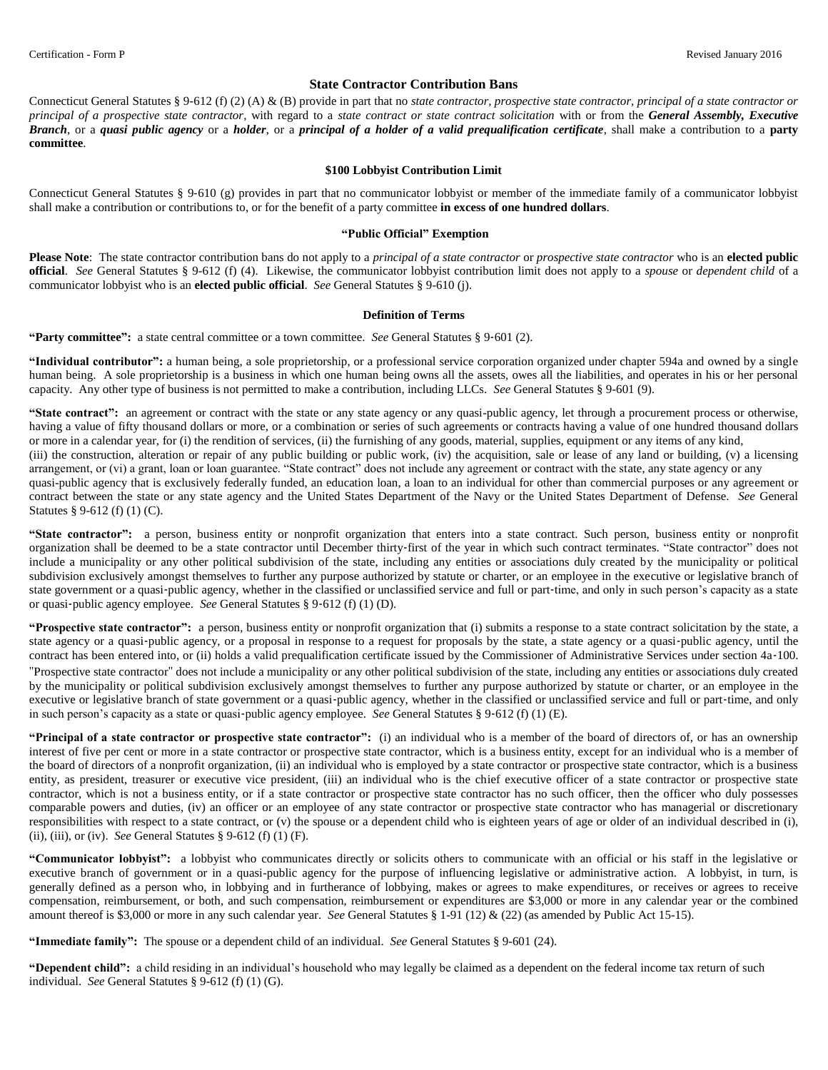## State Contractor Contribution Bans

Connecticut General Statutes § 9-612 (f) (2) (A) & (B) provide in part that no *state contractor*, *prospective state contractor*, *principal of a state contractor or principal of a prospective state contractor*, with regard to a *state contract or state contract solicitation* with or from the ***General Assembly, Executive Branch***, or a ***quasi public agency*** or a ***holder***, or a ***principal of a holder of a valid prequalification certificate***, shall make a contribution to a **party committee**.

## $100 Lobbyist Contribution Limit

Connecticut General Statutes § 9-610 (g) provides in part that no communicator lobbyist or member of the immediate family of a communicator lobbyist shall make a contribution or contributions to, or for the benefit of a party committee **in excess of one hundred dollars**.

## "Public Official" Exemption

**Please Note**: The state contractor contribution bans do not apply to a *principal of a state contractor* or *prospective state contractor* who is an **elected public official**. *See* General Statutes § 9-612 (f) (4). Likewise, the communicator lobbyist contribution limit does not apply to a *spouse* or *dependent child* of a communicator lobbyist who is an **elected public official**. *See* General Statutes § 9-610 (j).

## Definition of Terms

**"Party committee":** a state central committee or a town committee. *See* General Statutes § 9-601 (2).

**"Individual contributor":** a human being, a sole proprietorship, or a professional service corporation organized under chapter 594a and owned by a single human being. A sole proprietorship is a business in which one human being owns all the assets, owes all the liabilities, and operates in his or her personal capacity. Any other type of business is not permitted to make a contribution, including LLCs. *See* General Statutes § 9-601 (9).

**"State contract":** an agreement or contract with the state or any state agency or any quasi-public agency, let through a procurement process or otherwise, having a value of fifty thousand dollars or more, or a combination or series of such agreements or contracts having a value of one hundred thousand dollars or more in a calendar year, for (i) the rendition of services, (ii) the furnishing of any goods, material, supplies, equipment or any items of any kind, (iii) the construction, alteration or repair of any public building or public work, (iv) the acquisition, sale or lease of any land or building, (v) a licensing arrangement, or (vi) a grant, loan or loan guarantee. "State contract" does not include any agreement or contract with the state, any state agency or any quasi-public agency that is exclusively federally funded, an education loan, a loan to an individual for other than commercial purposes or any agreement or contract between the state or any state agency and the United States Department of the Navy or the United States Department of Defense. *See* General Statutes § 9-612 (f) (1) (C).

**"State contractor":** a person, business entity or nonprofit organization that enters into a state contract. Such person, business entity or nonprofit organization shall be deemed to be a state contractor until December thirty-first of the year in which such contract terminates. "State contractor" does not include a municipality or any other political subdivision of the state, including any entities or associations duly created by the municipality or political subdivision exclusively amongst themselves to further any purpose authorized by statute or charter, or an employee in the executive or legislative branch of state government or a quasi-public agency, whether in the classified or unclassified service and full or part-time, and only in such person's capacity as a state or quasi-public agency employee. *See* General Statutes § 9-612 (f) (1) (D).

**"Prospective state contractor":** a person, business entity or nonprofit organization that (i) submits a response to a state contract solicitation by the state, a state agency or a quasi-public agency, or a proposal in response to a request for proposals by the state, a state agency or a quasi-public agency, until the contract has been entered into, or (ii) holds a valid prequalification certificate issued by the Commissioner of Administrative Services under section 4a-100. "Prospective state contractor" does not include a municipality or any other political subdivision of the state, including any entities or associations duly created by the municipality or political subdivision exclusively amongst themselves to further any purpose authorized by statute or charter, or an employee in the executive or legislative branch of state government or a quasi-public agency, whether in the classified or unclassified service and full or part-time, and only in such person's capacity as a state or quasi-public agency employee. *See* General Statutes § 9-612 (f) (1) (E).

**"Principal of a state contractor or prospective state contractor":** (i) an individual who is a member of the board of directors of, or has an ownership interest of five per cent or more in a state contractor or prospective state contractor, which is a business entity, except for an individual who is a member of the board of directors of a nonprofit organization, (ii) an individual who is employed by a state contractor or prospective state contractor, which is a business entity, as president, treasurer or executive vice president, (iii) an individual who is the chief executive officer of a state contractor or prospective state contractor, which is not a business entity, or if a state contractor or prospective state contractor has no such officer, then the officer who duly possesses comparable powers and duties, (iv) an officer or an employee of any state contractor or prospective state contractor who has managerial or discretionary responsibilities with respect to a state contract, or (v) the spouse or a dependent child who is eighteen years of age or older of an individual described in (i), (ii), (iii), or (iv). *See* General Statutes § 9-612 (f) (1) (F).

**"Communicator lobbyist":** a lobbyist who communicates directly or solicits others to communicate with an official or his staff in the legislative or executive branch of government or in a quasi-public agency for the purpose of influencing legislative or administrative action. A lobbyist, in turn, is generally defined as a person who, in lobbying and in furtherance of lobbying, makes or agrees to make expenditures, or receives or agrees to receive compensation, reimbursement, or both, and such compensation, reimbursement or expenditures are $3,000 or more in any calendar year or the combined amount thereof is $3,000 or more in any such calendar year. *See* General Statutes § 1-91 (12) & (22) (as amended by Public Act 15-15).

**"Immediate family":** The spouse or a dependent child of an individual. *See* General Statutes § 9-601 (24).

**"Dependent child":** a child residing in an individual's household who may legally be claimed as a dependent on the federal income tax return of such individual. *See* General Statutes § 9-612 (f) (1) (G).